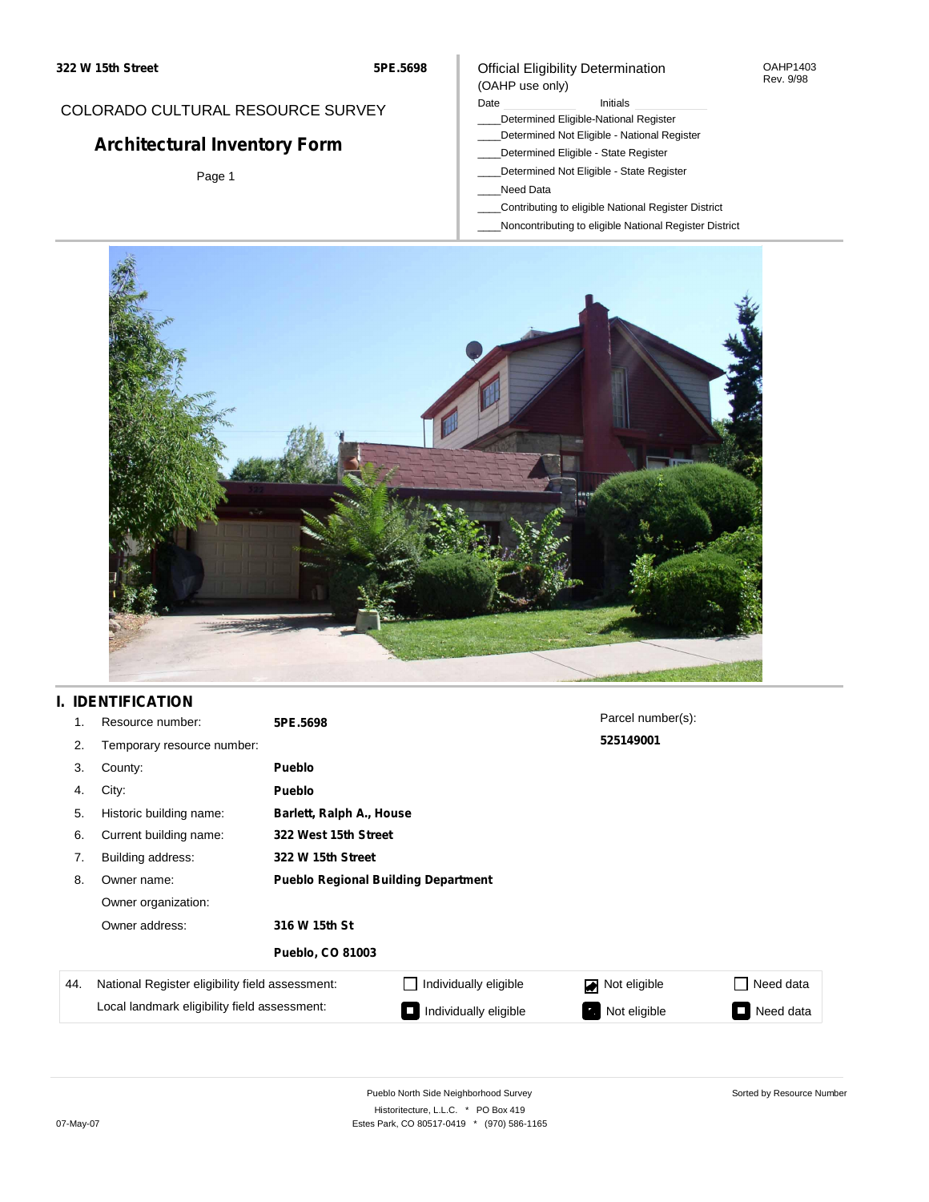322 W 15th Street

5PE.5698

COLORADO CULTURAL RESOURCE SURVEY

# Architectural Inventory Form

Page 1

Official Eligibility Determination
(OAHP use only)

OAHP1403
Rev. 9/98

Date ____________ Initials ____________

____Determined Eligible-National Register
____Determined Not Eligible - National Register
____Determined Eligible - State Register
____Determined Not Eligible - State Register
____Need Data
____Contributing to eligible National Register District
____Noncontributing to eligible National Register District

## I. IDENTIFICATION

| | | |
|---|---|---|
| 1. | Resource number: | **5PE.5698** |
| 2. | Temporary resource number: | |
| 3. | County: | **Pueblo** |
| 4. | City: | **Pueblo** |
| 5. | Historic building name: | **Barlett, Ralph A., House** |
| 6. | Current building name: | **322 West 15th Street** |
| 7. | Building address: | **322 W 15th Street** |
| 8. | Owner name: | **Pueblo Regional Building Department** |
| | Owner organization: | |
| | Owner address: | **316 W 15th St** |
| | | **Pueblo, CO 81003** |

Parcel number(s):
**525149001**

| | | | | |
|---|---|---|---|---|
| 44. | National Register eligibility field assessment: | ☐ Individually eligible | ☑ Not eligible | ☐ Need data |
| | Local landmark eligibility field assessment: | ■ Individually eligible | ■ Not eligible | ■ Need data |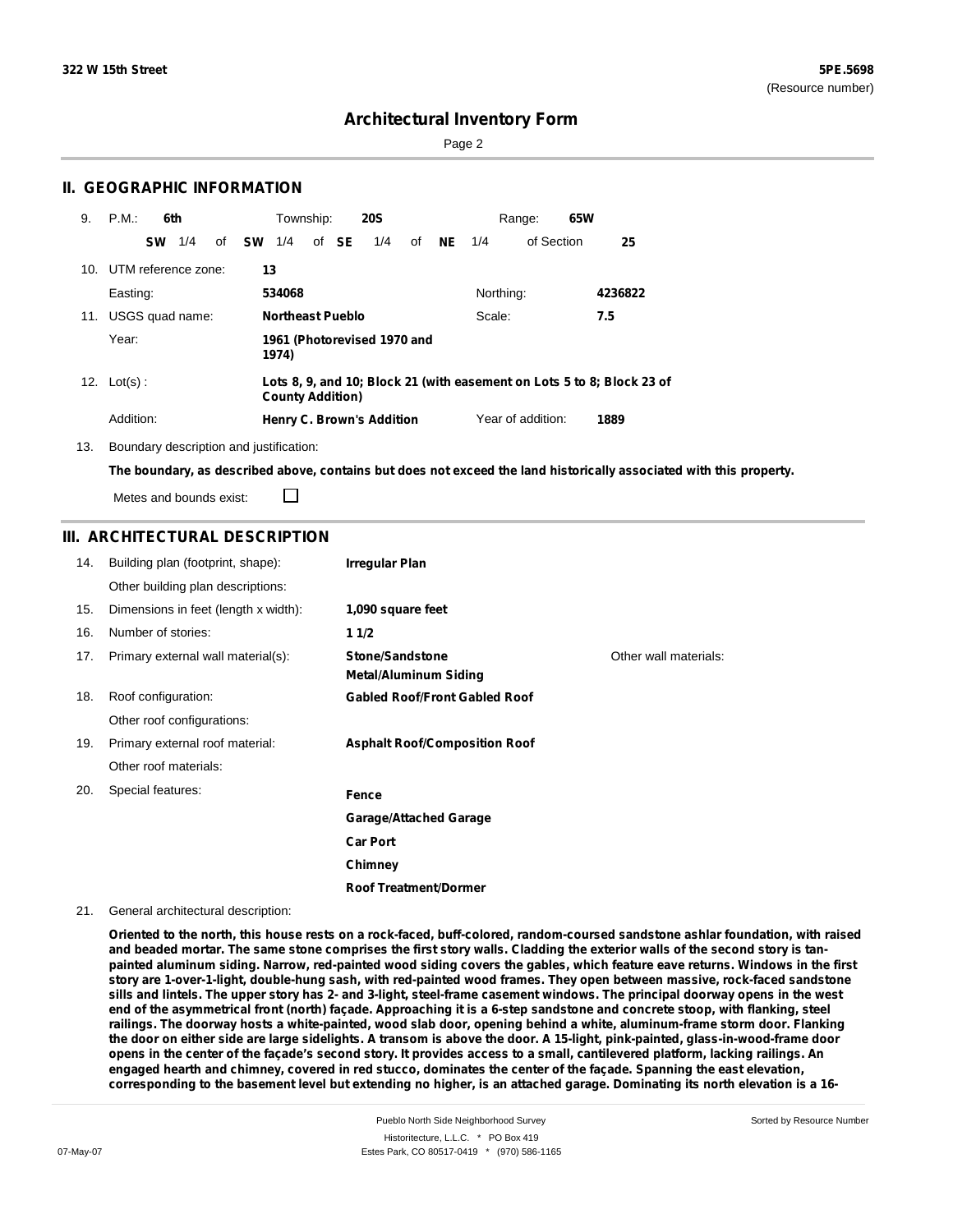**322 W 15th Street** | **5PE.5698** (Resource number)

# Architectural Inventory Form

## II. GEOGRAPHIC INFORMATION

9. P.M.: **6th** Township: **20S** Range: **65W**
   **SW** 1/4 of **SW** 1/4 of **SE** 1/4 of **NE** 1/4 of Section **25**

10. UTM reference zone: **13**
    Easting: **534068** Northing: **4236822**

11. USGS quad name: **Northeast Pueblo** Scale: **7.5**
    Year: **1961 (Photorevised 1970 and 1974)**

12. Lot(s): **Lots 8, 9, and 10; Block 21 (with easement on Lots 5 to 8; Block 23 of County Addition)**
    Addition: **Henry C. Brown's Addition** Year of addition: **1889**

13. Boundary description and justification:
    **The boundary, as described above, contains but does not exceed the land historically associated with this property.**
    Metes and bounds exist: ☐

## III. ARCHITECTURAL DESCRIPTION

| | | | |
|---|---|---|---|
| 14. | Building plan (footprint, shape): | **Irregular Plan** | |
| | Other building plan descriptions: | | |
| 15. | Dimensions in feet (length x width): | **1,090 square feet** | |
| 16. | Number of stories: | **1 1/2** | |
| 17. | Primary external wall material(s): | **Stone/Sandstone**<br>**Metal/Aluminum Siding** | Other wall materials: |
| 18. | Roof configuration: | **Gabled Roof/Front Gabled Roof** | |
| | Other roof configurations: | | |
| 19. | Primary external roof material: | **Asphalt Roof/Composition Roof** | |
| | Other roof materials: | | |
| 20. | Special features: | **Fence**<br>**Garage/Attached Garage**<br>**Car Port**<br>**Chimney**<br>**Roof Treatment/Dormer** | |

21. General architectural description:

**Oriented to the north, this house rests on a rock-faced, buff-colored, random-coursed sandstone ashlar foundation, with raised and beaded mortar. The same stone comprises the first story walls. Cladding the exterior walls of the second story is tan-painted aluminum siding. Narrow, red-painted wood siding covers the gables, which feature eave returns. Windows in the first story are 1-over-1-light, double-hung sash, with red-painted wood frames. They open between massive, rock-faced sandstone sills and lintels. The upper story has 2- and 3-light, steel-frame casement windows. The principal doorway opens in the west end of the asymmetrical front (north) façade. Approaching it is a 6-step sandstone and concrete stoop, with flanking, steel railings. The doorway hosts a white-painted, wood slab door, opening behind a white, aluminum-frame storm door. Flanking the door on either side are large sidelights. A transom is above the door. A 15-light, pink-painted, glass-in-wood-frame door opens in the center of the façade's second story. It provides access to a small, cantilevered platform, lacking railings. An engaged hearth and chimney, covered in red stucco, dominates the center of the façade. Spanning the east elevation, corresponding to the basement level but extending no higher, is an attached garage. Dominating its north elevation is a 16-**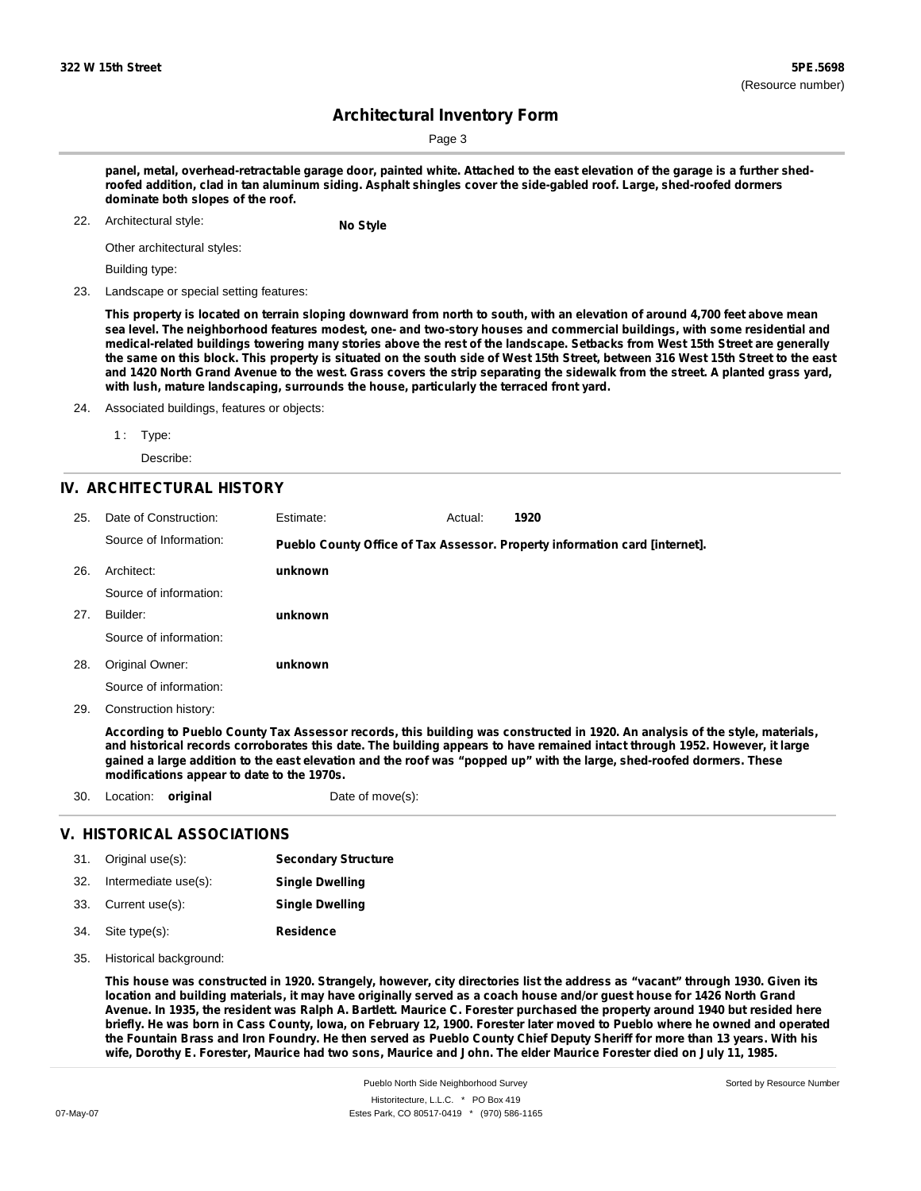**panel, metal, overhead-retractable garage door, painted white. Attached to the east elevation of the garage is a further shed-roofed addition, clad in tan aluminum siding. Asphalt shingles cover the side-gabled roof. Large, shed-roofed dormers dominate both slopes of the roof.**

22. Architectural style: **No Style**

    Other architectural styles:

    Building type:

23. Landscape or special setting features:

    **This property is located on terrain sloping downward from north to south, with an elevation of around 4,700 feet above mean sea level. The neighborhood features modest, one- and two-story houses and commercial buildings, with some residential and medical-related buildings towering many stories above the rest of the landscape. Setbacks from West 15th Street are generally the same on this block. This property is situated on the south side of West 15th Street, between 316 West 15th Street to the east and 1420 North Grand Avenue to the west. Grass covers the strip separating the sidewalk from the street. A planted grass yard, with lush, mature landscaping, surrounds the house, particularly the terraced front yard.**

24. Associated buildings, features or objects:

    1 : Type:

    Describe:

## IV. ARCHITECTURAL HISTORY

25. Date of Construction: Estimate: Actual: **1920**

    Source of Information: **Pueblo County Office of Tax Assessor. Property information card [internet].**

26. Architect: **unknown**

    Source of information:

27. Builder: **unknown**

    Source of information:

28. Original Owner: **unknown**

    Source of information:

29. Construction history:

    **According to Pueblo County Tax Assessor records, this building was constructed in 1920. An analysis of the style, materials, and historical records corroborates this date. The building appears to have remained intact through 1952. However, it large gained a large addition to the east elevation and the roof was “popped up” with the large, shed-roofed dormers. These modifications appear to date to the 1970s.**

30. Location: **original** Date of move(s):

## V. HISTORICAL ASSOCIATIONS

31. Original use(s): **Secondary Structure**
32. Intermediate use(s): **Single Dwelling**
33. Current use(s): **Single Dwelling**
34. Site type(s): **Residence**
35. Historical background:

    **This house was constructed in 1920. Strangely, however, city directories list the address as “vacant” through 1930. Given its location and building materials, it may have originally served as a coach house and/or guest house for 1426 North Grand Avenue. In 1935, the resident was Ralph A. Bartlett. Maurice C. Forester purchased the property around 1940 but resided here briefly. He was born in Cass County, Iowa, on February 12, 1900. Forester later moved to Pueblo where he owned and operated the Fountain Brass and Iron Foundry. He then served as Pueblo County Chief Deputy Sheriff for more than 13 years. With his wife, Dorothy E. Forester, Maurice had two sons, Maurice and John. The elder Maurice Forester died on July 11, 1985.**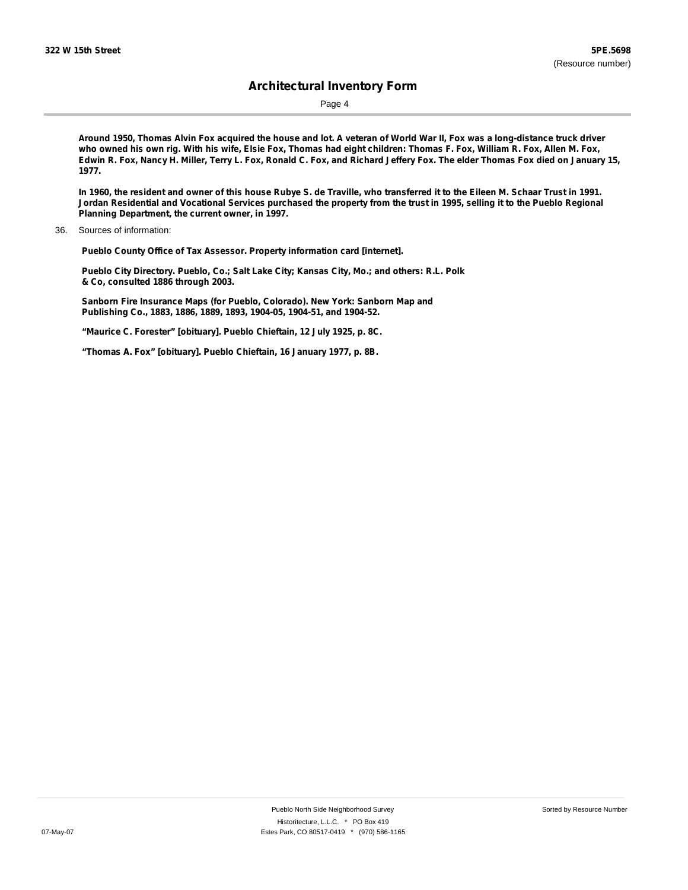**Around 1950, Thomas Alvin Fox acquired the house and lot. A veteran of World War II, Fox was a long-distance truck driver who owned his own rig. With his wife, Elsie Fox, Thomas had eight children: Thomas F. Fox, William R. Fox, Allen M. Fox, Edwin R. Fox, Nancy H. Miller, Terry L. Fox, Ronald C. Fox, and Richard Jeffery Fox. The elder Thomas Fox died on January 15, 1977.**

**In 1960, the resident and owner of this house Rubye S. de Traville, who transferred it to the Eileen M. Schaar Trust in 1991. Jordan Residential and Vocational Services purchased the property from the trust in 1995, selling it to the Pueblo Regional Planning Department, the current owner, in 1997.**

36. Sources of information:

**Pueblo County Office of Tax Assessor. Property information card [internet].**

**Pueblo City Directory. Pueblo, Co.; Salt Lake City; Kansas City, Mo.; and others: R.L. Polk & Co, consulted 1886 through 2003.**

**Sanborn Fire Insurance Maps (for Pueblo, Colorado). New York: Sanborn Map and Publishing Co., 1883, 1886, 1889, 1893, 1904-05, 1904-51, and 1904-52.**

**"Maurice C. Forester" [obituary]. Pueblo Chieftain, 12 July 1925, p. 8C.**

**"Thomas A. Fox" [obituary]. Pueblo Chieftain, 16 January 1977, p. 8B.**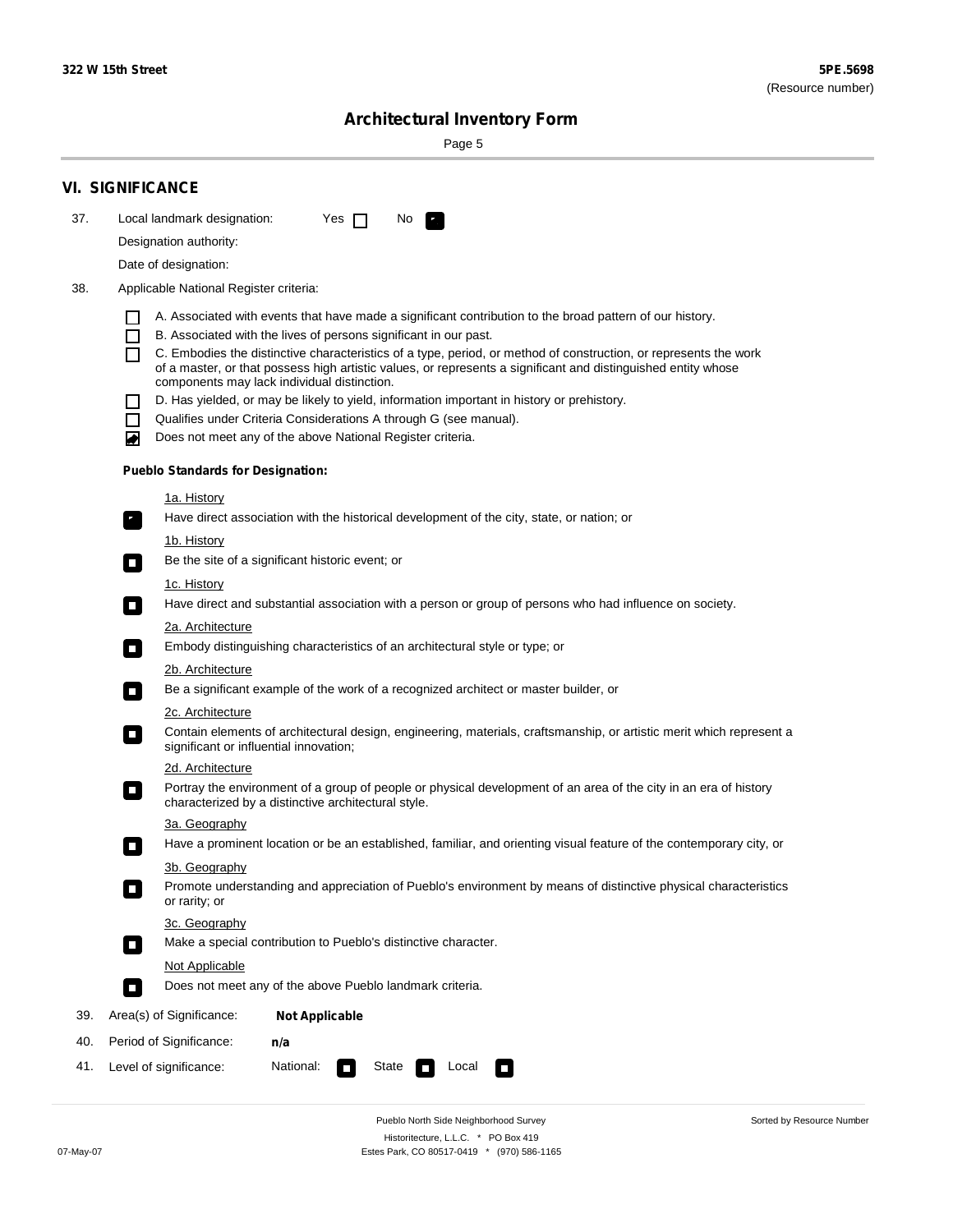## VI. SIGNIFICANCE

37. Local landmark designation: Yes ☐ No ☑

Designation authority:

Date of designation:

38. Applicable National Register criteria:

☐ A. Associated with events that have made a significant contribution to the broad pattern of our history.

☐ B. Associated with the lives of persons significant in our past.

☐ C. Embodies the distinctive characteristics of a type, period, or method of construction, or represents the work of a master, or that possess high artistic values, or represents a significant and distinguished entity whose components may lack individual distinction.

☐ D. Has yielded, or may be likely to yield, information important in history or prehistory.

☐ Qualifies under Criteria Considerations A through G (see manual).

☑ Does not meet any of the above National Register criteria.

**Pueblo Standards for Designation:**

1a. History

☑ Have direct association with the historical development of the city, state, or nation; or

1b. History

☐ Be the site of a significant historic event; or

1c. History

☐ Have direct and substantial association with a person or group of persons who had influence on society.

2a. Architecture

☐ Embody distinguishing characteristics of an architectural style or type; or

2b. Architecture

☐ Be a significant example of the work of a recognized architect or master builder, or

2c. Architecture

☐ Contain elements of architectural design, engineering, materials, craftsmanship, or artistic merit which represent a significant or influential innovation;

2d. Architecture

☐ Portray the environment of a group of people or physical development of an area of the city in an era of history characterized by a distinctive architectural style.

3a. Geography

☐ Have a prominent location or be an established, familiar, and orienting visual feature of the contemporary city, or

3b. Geography

☐ Promote understanding and appreciation of Pueblo's environment by means of distinctive physical characteristics or rarity; or

3c. Geography

☐ Make a special contribution to Pueblo's distinctive character.

Not Applicable

☐ Does not meet any of the above Pueblo landmark criteria.

39. Area(s) of Significance: **Not Applicable**

40. Period of Significance: **n/a**

41. Level of significance: National: ☐ State ☐ Local ☐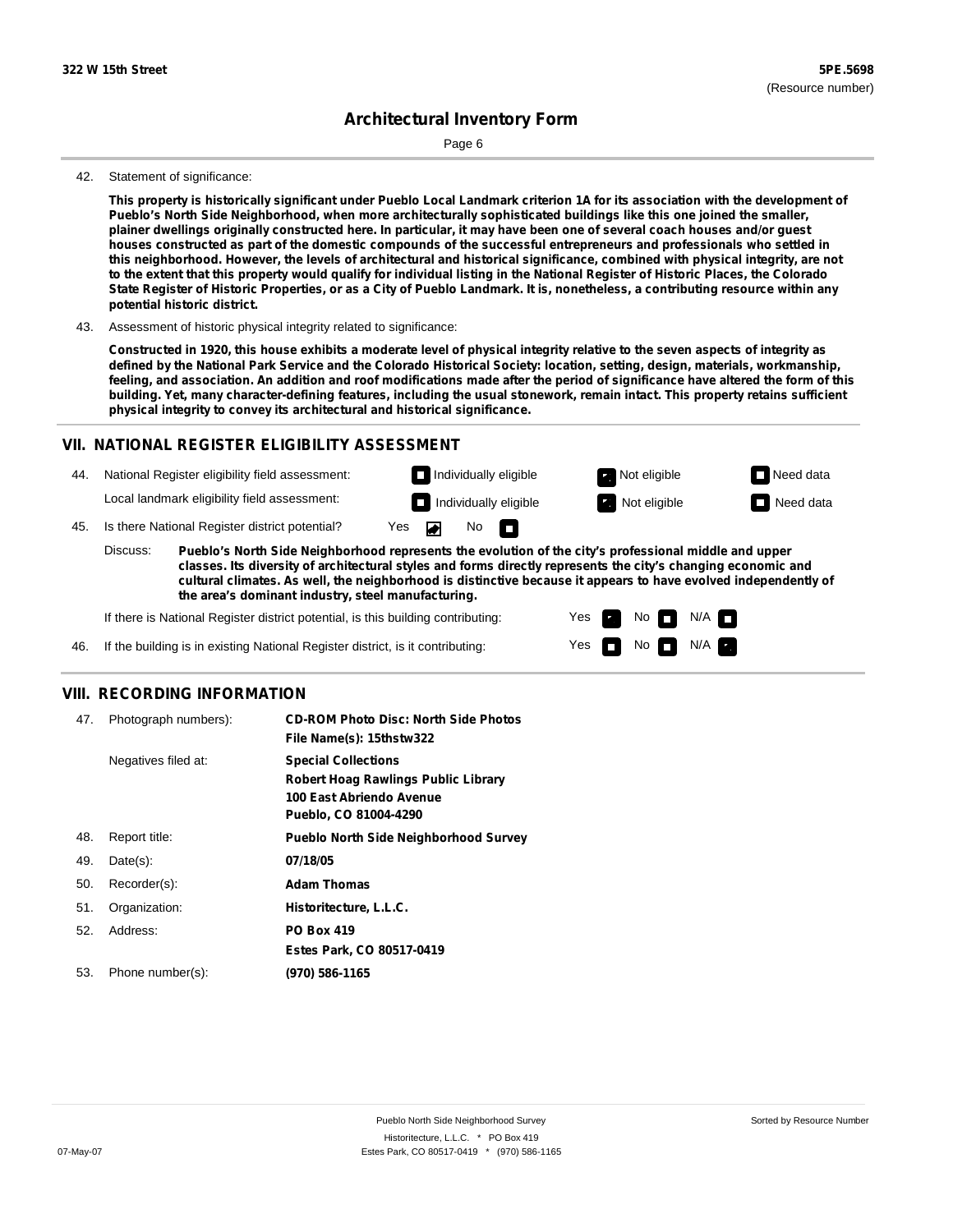# Architectural Inventory Form

42. Statement of significance:

**This property is historically significant under Pueblo Local Landmark criterion 1A for its association with the development of Pueblo's North Side Neighborhood, when more architecturally sophisticated buildings like this one joined the smaller, plainer dwellings originally constructed here. In particular, it may have been one of several coach houses and/or guest houses constructed as part of the domestic compounds of the successful entrepreneurs and professionals who settled in this neighborhood. However, the levels of architectural and historical significance, combined with physical integrity, are not to the extent that this property would qualify for individual listing in the National Register of Historic Places, the Colorado State Register of Historic Properties, or as a City of Pueblo Landmark. It is, nonetheless, a contributing resource within any potential historic district.**

43. Assessment of historic physical integrity related to significance:

**Constructed in 1920, this house exhibits a moderate level of physical integrity relative to the seven aspects of integrity as defined by the National Park Service and the Colorado Historical Society: location, setting, design, materials, workmanship, feeling, and association. An addition and roof modifications made after the period of significance have altered the form of this building. Yet, many character-defining features, including the usual stonework, remain intact. This property retains sufficient physical integrity to convey its architectural and historical significance.**

## VII. NATIONAL REGISTER ELIGIBILITY ASSESSMENT

44. National Register eligibility field assessment: Individually eligible ☐ Not eligible ☒ Need data ☐

Local landmark eligibility field assessment: Individually eligible ☐ Not eligible ☒ Need data ☐

45. Is there National Register district potential? Yes ☒ No ☐

Discuss: **Pueblo's North Side Neighborhood represents the evolution of the city's professional middle and upper classes. Its diversity of architectural styles and forms directly represents the city's changing economic and cultural climates. As well, the neighborhood is distinctive because it appears to have evolved independently of the area's dominant industry, steel manufacturing.**

If there is National Register district potential, is this building contributing: Yes ☒ No ☐ N/A ☐

46. If the building is in existing National Register district, is it contributing: Yes ☐ No ☐ N/A ☒

## VIII. RECORDING INFORMATION

| | | |
|---|---|---|
| 47. | Photograph numbers): | **CD-ROM Photo Disc: North Side Photos**<br>**File Name(s): 15thstw322** |
| | Negatives filed at: | **Special Collections**<br>**Robert Hoag Rawlings Public Library**<br>**100 East Abriendo Avenue**<br>**Pueblo, CO 81004-4290** |
| 48. | Report title: | **Pueblo North Side Neighborhood Survey** |
| 49. | Date(s): | **07/18/05** |
| 50. | Recorder(s): | **Adam Thomas** |
| 51. | Organization: | **Historitecture, L.L.C.** |
| 52. | Address: | **PO Box 419**<br>**Estes Park, CO 80517-0419** |
| 53. | Phone number(s): | **(970) 586-1165** |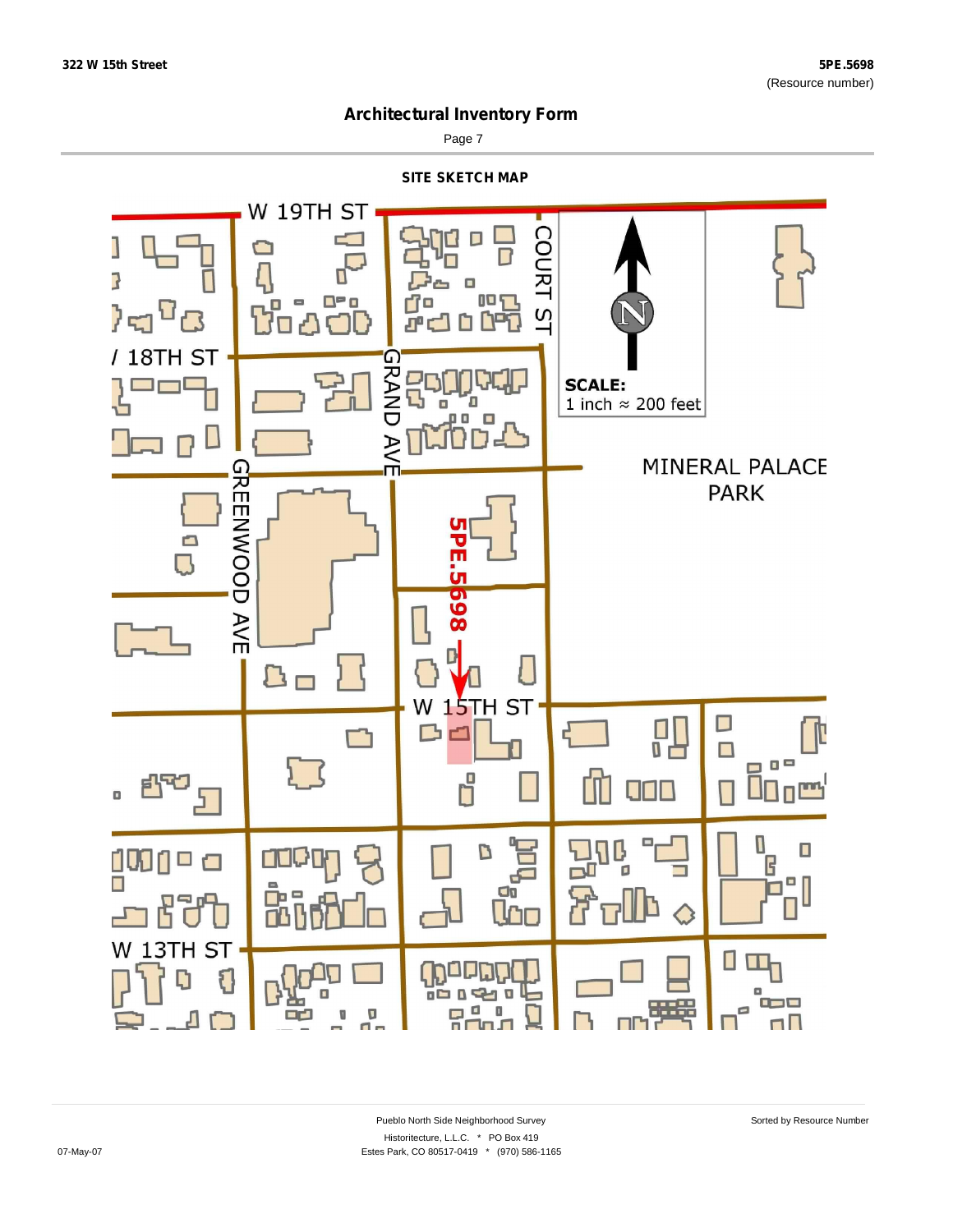# Architectural Inventory Form

## SITE SKETCH MAP

W 19TH ST

COURT ST

W 18TH ST

GRAND AVE

GREENWOOD AVE

SCALE:
1 inch ≈ 200 feet

MINERAL PALACE PARK

5PE.5698

W 15TH ST

W 13TH ST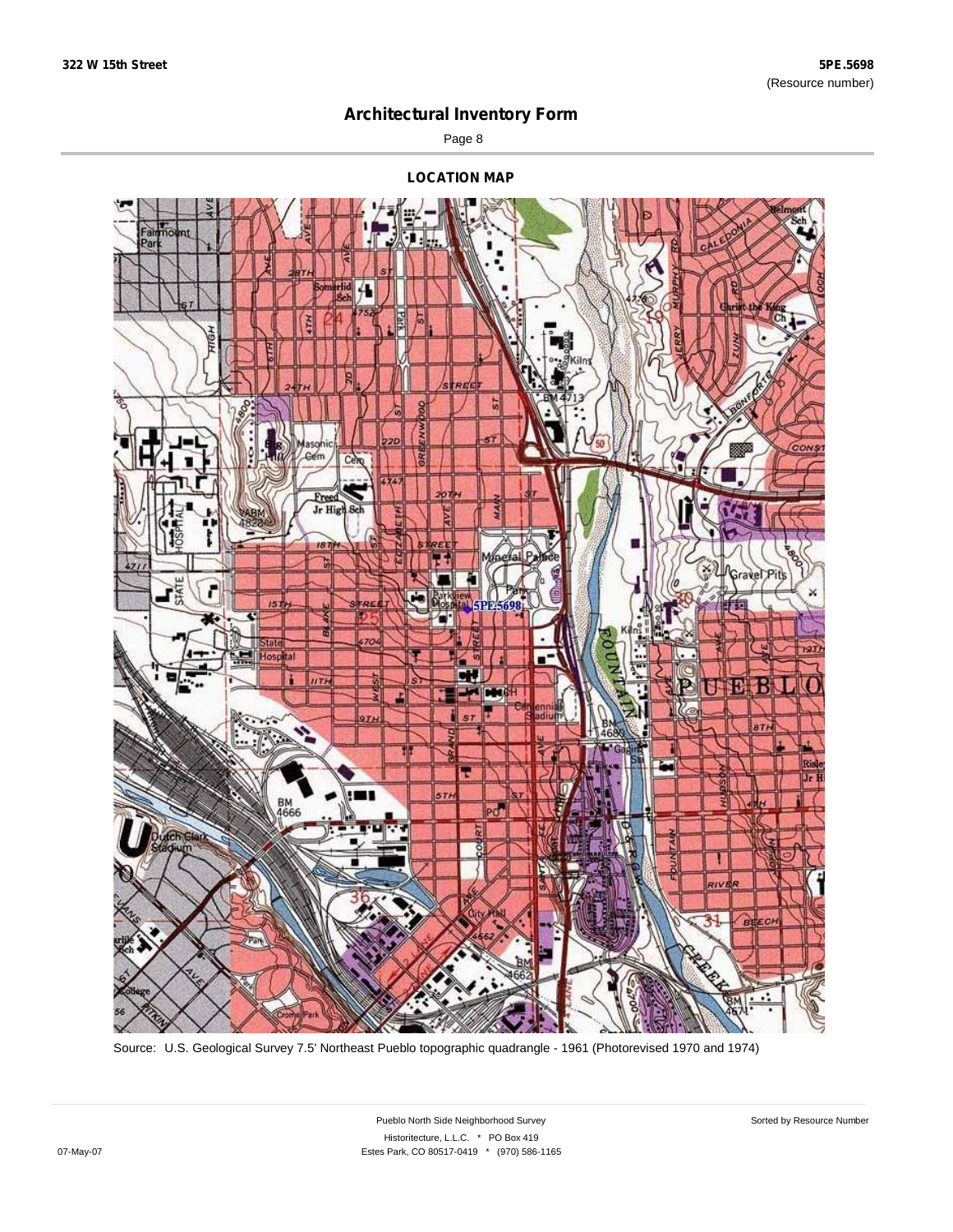## Architectural Inventory Form

### LOCATION MAP

Source: U.S. Geological Survey 7.5' Northeast Pueblo topographic quadrangle - 1961 (Photorevised 1970 and 1974)